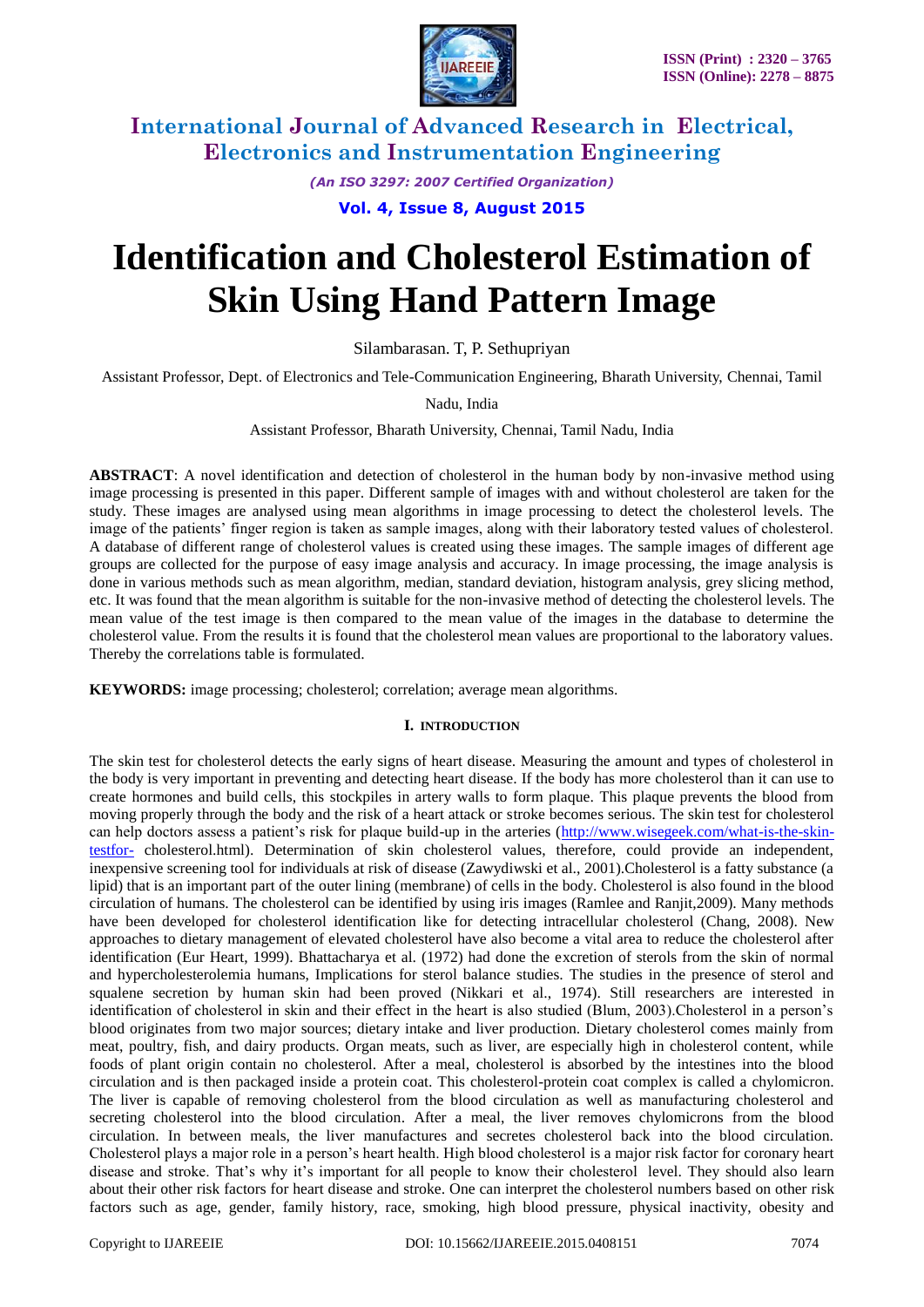# Identification and Cholesterol Estimation of Skin Using Hand Pattern Image

Silambarasan. T, P. Sethupriyan

Assistant Professor, Dept. of Electronics and Tele-Communication Engineering, Bharath University, Chennai, Tamil Nadu, India

Assistant Professor, Bharath University, Chennai, Tamil Nadu, India

**ABSTRACT**: A novel identification and detection of cholesterol in the human body by non-invasive method using image processing is presented in this paper. Different sample of images with and without cholesterol are taken for the study. These images are analysed using mean algorithms in image processing to detect the cholesterol levels. The image of the patients' finger region is taken as sample images, along with their laboratory tested values of cholesterol. A database of different range of cholesterol values is created using these images. The sample images of different age groups are collected for the purpose of easy image analysis and accuracy. In image processing, the image analysis is done in various methods such as mean algorithm, median, standard deviation, histogram analysis, grey slicing method, etc. It was found that the mean algorithm is suitable for the non-invasive method of detecting the cholesterol levels. The mean value of the test image is then compared to the mean value of the images in the database to determine the cholesterol value. From the results it is found that the cholesterol mean values are proportional to the laboratory values. Thereby the correlations table is formulated.

**KEYWORDS:** image processing; cholesterol; correlation; average mean algorithms.

## I. INTRODUCTION

The skin test for cholesterol detects the early signs of heart disease. Measuring the amount and types of cholesterol in the body is very important in preventing and detecting heart disease. If the body has more cholesterol than it can use to create hormones and build cells, this stockpiles in artery walls to form plaque. This plaque prevents the blood from moving properly through the body and the risk of a heart attack or stroke becomes serious. The skin test for cholesterol can help doctors assess a patient's risk for plaque build-up in the arteries (http://www.wisegeek.com/what-is-the-skin-testfor- cholesterol.html). Determination of skin cholesterol values, therefore, could provide an independent, inexpensive screening tool for individuals at risk of disease (Zawydiwski et al., 2001).Cholesterol is a fatty substance (a lipid) that is an important part of the outer lining (membrane) of cells in the body. Cholesterol is also found in the blood circulation of humans. The cholesterol can be identified by using iris images (Ramlee and Ranjit,2009). Many methods have been developed for cholesterol identification like for detecting intracellular cholesterol (Chang, 2008). New approaches to dietary management of elevated cholesterol have also become a vital area to reduce the cholesterol after identification (Eur Heart, 1999). Bhattacharya et al. (1972) had done the excretion of sterols from the skin of normal and hypercholesterolemia humans, Implications for sterol balance studies. The studies in the presence of sterol and squalene secretion by human skin had been proved (Nikkari et al., 1974). Still researchers are interested in identification of cholesterol in skin and their effect in the heart is also studied (Blum, 2003).Cholesterol in a person's blood originates from two major sources; dietary intake and liver production. Dietary cholesterol comes mainly from meat, poultry, fish, and dairy products. Organ meats, such as liver, are especially high in cholesterol content, while foods of plant origin contain no cholesterol. After a meal, cholesterol is absorbed by the intestines into the blood circulation and is then packaged inside a protein coat. This cholesterol-protein coat complex is called a chylomicron. The liver is capable of removing cholesterol from the blood circulation as well as manufacturing cholesterol and secreting cholesterol into the blood circulation. After a meal, the liver removes chylomicrons from the blood circulation. In between meals, the liver manufactures and secretes cholesterol back into the blood circulation. Cholesterol plays a major role in a person's heart health. High blood cholesterol is a major risk factor for coronary heart disease and stroke. That's why it's important for all people to know their cholesterol level. They should also learn about their other risk factors for heart disease and stroke. One can interpret the cholesterol numbers based on other risk factors such as age, gender, family history, race, smoking, high blood pressure, physical inactivity, obesity and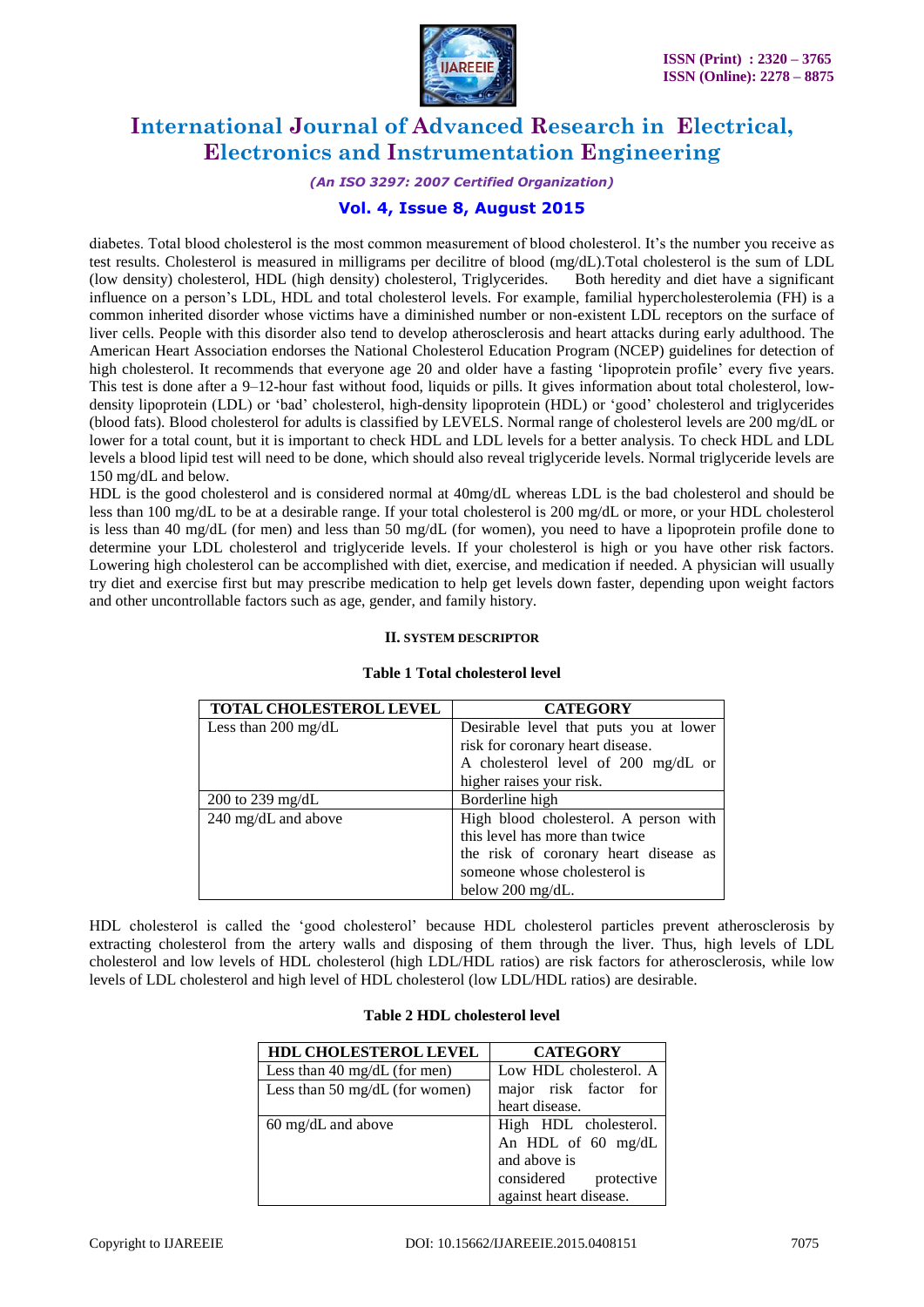diabetes. Total blood cholesterol is the most common measurement of blood cholesterol. It's the number you receive as test results. Cholesterol is measured in milligrams per decilitre of blood (mg/dL).Total cholesterol is the sum of LDL (low density) cholesterol, HDL (high density) cholesterol, Triglycerides. Both heredity and diet have a significant influence on a person's LDL, HDL and total cholesterol levels. For example, familial hypercholesterolemia (FH) is a common inherited disorder whose victims have a diminished number or non-existent LDL receptors on the surface of liver cells. People with this disorder also tend to develop atherosclerosis and heart attacks during early adulthood. The American Heart Association endorses the National Cholesterol Education Program (NCEP) guidelines for detection of high cholesterol. It recommends that everyone age 20 and older have a fasting 'lipoprotein profile' every five years. This test is done after a 9–12-hour fast without food, liquids or pills. It gives information about total cholesterol, low-density lipoprotein (LDL) or 'bad' cholesterol, high-density lipoprotein (HDL) or 'good' cholesterol and triglycerides (blood fats). Blood cholesterol for adults is classified by LEVELS. Normal range of cholesterol levels are 200 mg/dL or lower for a total count, but it is important to check HDL and LDL levels for a better analysis. To check HDL and LDL levels a blood lipid test will need to be done, which should also reveal triglyceride levels. Normal triglyceride levels are 150 mg/dL and below.

HDL is the good cholesterol and is considered normal at 40mg/dL whereas LDL is the bad cholesterol and should be less than 100 mg/dL to be at a desirable range. If your total cholesterol is 200 mg/dL or more, or your HDL cholesterol is less than 40 mg/dL (for men) and less than 50 mg/dL (for women), you need to have a lipoprotein profile done to determine your LDL cholesterol and triglyceride levels. If your cholesterol is high or you have other risk factors. Lowering high cholesterol can be accomplished with diet, exercise, and medication if needed. A physician will usually try diet and exercise first but may prescribe medication to help get levels down faster, depending upon weight factors and other uncontrollable factors such as age, gender, and family history.

## II. SYSTEM DESCRIPTOR

**Table 1 Total cholesterol level**

| TOTAL CHOLESTEROL LEVEL | CATEGORY |
|---|---|
| Less than 200 mg/dL | Desirable level that puts you at lower risk for coronary heart disease. A cholesterol level of 200 mg/dL or higher raises your risk. |
| 200 to 239 mg/dL | Borderline high |
| 240 mg/dL and above | High blood cholesterol. A person with this level has more than twice the risk of coronary heart disease as someone whose cholesterol is below 200 mg/dL. |

HDL cholesterol is called the 'good cholesterol' because HDL cholesterol particles prevent atherosclerosis by extracting cholesterol from the artery walls and disposing of them through the liver. Thus, high levels of LDL cholesterol and low levels of HDL cholesterol (high LDL/HDL ratios) are risk factors for atherosclerosis, while low levels of LDL cholesterol and high level of HDL cholesterol (low LDL/HDL ratios) are desirable.

**Table 2 HDL cholesterol level**

| HDL CHOLESTEROL LEVEL | CATEGORY |
|---|---|
| Less than 40 mg/dL (for men) | Low HDL cholesterol. A major risk factor for heart disease. |
| Less than 50 mg/dL (for women) | |
| 60 mg/dL and above | High HDL cholesterol. An HDL of 60 mg/dL and above is considered protective against heart disease. |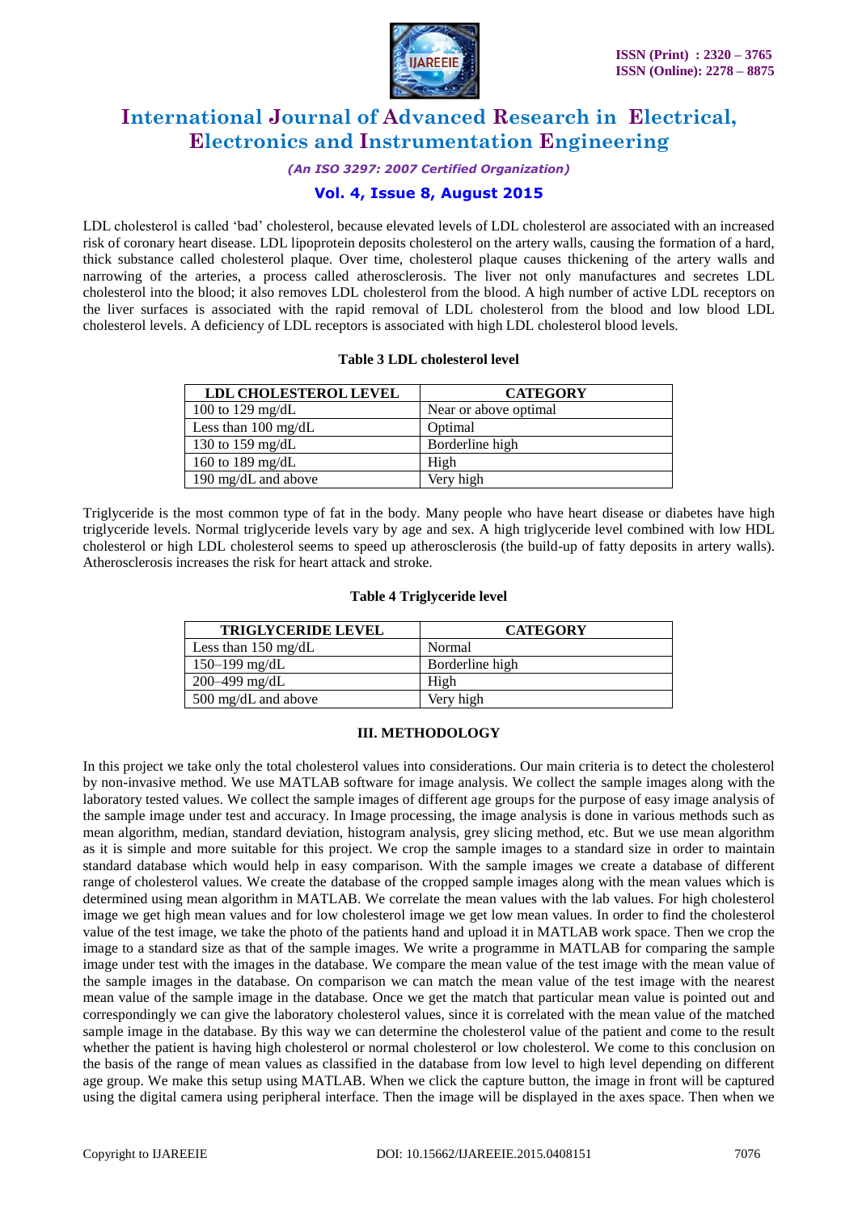LDL cholesterol is called 'bad' cholesterol, because elevated levels of LDL cholesterol are associated with an increased risk of coronary heart disease. LDL lipoprotein deposits cholesterol on the artery walls, causing the formation of a hard, thick substance called cholesterol plaque. Over time, cholesterol plaque causes thickening of the artery walls and narrowing of the arteries, a process called atherosclerosis. The liver not only manufactures and secretes LDL cholesterol into the blood; it also removes LDL cholesterol from the blood. A high number of active LDL receptors on the liver surfaces is associated with the rapid removal of LDL cholesterol from the blood and low blood LDL cholesterol levels. A deficiency of LDL receptors is associated with high LDL cholesterol blood levels.

**Table 3 LDL cholesterol level**

| LDL CHOLESTEROL LEVEL | CATEGORY |
|---|---|
| 100 to 129 mg/dL | Near or above optimal |
| Less than 100 mg/dL | Optimal |
| 130 to 159 mg/dL | Borderline high |
| 160 to 189 mg/dL | High |
| 190 mg/dL and above | Very high |

Triglyceride is the most common type of fat in the body. Many people who have heart disease or diabetes have high triglyceride levels. Normal triglyceride levels vary by age and sex. A high triglyceride level combined with low HDL cholesterol or high LDL cholesterol seems to speed up atherosclerosis (the build-up of fatty deposits in artery walls). Atherosclerosis increases the risk for heart attack and stroke.

**Table 4 Triglyceride level**

| TRIGLYCERIDE LEVEL | CATEGORY |
|---|---|
| Less than 150 mg/dL | Normal |
| 150–199 mg/dL | Borderline high |
| 200–499 mg/dL | High |
| 500 mg/dL and above | Very high |

## III. METHODOLOGY

In this project we take only the total cholesterol values into considerations. Our main criteria is to detect the cholesterol by non-invasive method. We use MATLAB software for image analysis. We collect the sample images along with the laboratory tested values. We collect the sample images of different age groups for the purpose of easy image analysis of the sample image under test and accuracy. In Image processing, the image analysis is done in various methods such as mean algorithm, median, standard deviation, histogram analysis, grey slicing method, etc. But we use mean algorithm as it is simple and more suitable for this project. We crop the sample images to a standard size in order to maintain standard database which would help in easy comparison. With the sample images we create a database of different range of cholesterol values. We create the database of the cropped sample images along with the mean values which is determined using mean algorithm in MATLAB. We correlate the mean values with the lab values. For high cholesterol image we get high mean values and for low cholesterol image we get low mean values. In order to find the cholesterol value of the test image, we take the photo of the patients hand and upload it in MATLAB work space. Then we crop the image to a standard size as that of the sample images. We write a programme in MATLAB for comparing the sample image under test with the images in the database. We compare the mean value of the test image with the mean value of the sample images in the database. On comparison we can match the mean value of the test image with the nearest mean value of the sample image in the database. Once we get the match that particular mean value is pointed out and correspondingly we can give the laboratory cholesterol values, since it is correlated with the mean value of the matched sample image in the database. By this way we can determine the cholesterol value of the patient and come to the result whether the patient is having high cholesterol or normal cholesterol or low cholesterol. We come to this conclusion on the basis of the range of mean values as classified in the database from low level to high level depending on different age group. We make this setup using MATLAB. When we click the capture button, the image in front will be captured using the digital camera using peripheral interface. Then the image will be displayed in the axes space. Then when we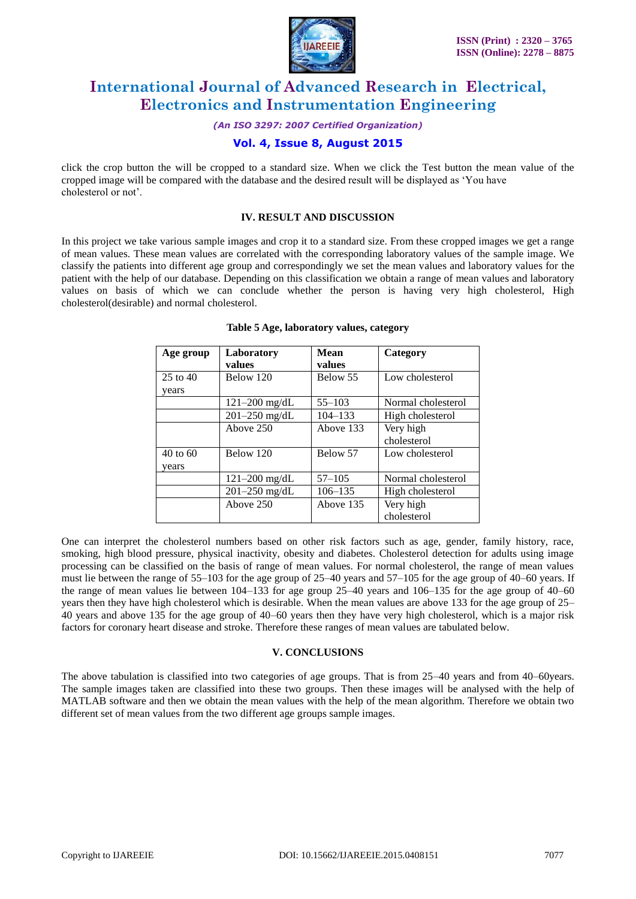click the crop button the will be cropped to a standard size. When we click the Test button the mean value of the cropped image will be compared with the database and the desired result will be displayed as 'You have cholesterol or not'.

## IV. RESULT AND DISCUSSION

In this project we take various sample images and crop it to a standard size. From these cropped images we get a range of mean values. These mean values are correlated with the corresponding laboratory values of the sample image. We classify the patients into different age group and correspondingly we set the mean values and laboratory values for the patient with the help of our database. Depending on this classification we obtain a range of mean values and laboratory values on basis of which we can conclude whether the person is having very high cholesterol, High cholesterol(desirable) and normal cholesterol.

**Table 5 Age, laboratory values, category**

| Age group | Laboratory values | Mean values | Category |
|---|---|---|---|
| 25 to 40 years | Below 120 | Below 55 | Low cholesterol |
| | 121–200 mg/dL | 55–103 | Normal cholesterol |
| | 201–250 mg/dL | 104–133 | High cholesterol |
| | Above 250 | Above 133 | Very high cholesterol |
| 40 to 60 years | Below 120 | Below 57 | Low cholesterol |
| | 121–200 mg/dL | 57–105 | Normal cholesterol |
| | 201–250 mg/dL | 106–135 | High cholesterol |
| | Above 250 | Above 135 | Very high cholesterol |

One can interpret the cholesterol numbers based on other risk factors such as age, gender, family history, race, smoking, high blood pressure, physical inactivity, obesity and diabetes. Cholesterol detection for adults using image processing can be classified on the basis of range of mean values. For normal cholesterol, the range of mean values must lie between the range of 55–103 for the age group of 25–40 years and 57–105 for the age group of 40–60 years. If the range of mean values lie between 104–133 for age group 25–40 years and 106–135 for the age group of 40–60 years then they have high cholesterol which is desirable. When the mean values are above 133 for the age group of 25–40 years and above 135 for the age group of 40–60 years then they have very high cholesterol, which is a major risk factors for coronary heart disease and stroke. Therefore these ranges of mean values are tabulated below.

## V. CONCLUSIONS

The above tabulation is classified into two categories of age groups. That is from 25–40 years and from 40–60years. The sample images taken are classified into these two groups. Then these images will be analysed with the help of MATLAB software and then we obtain the mean values with the help of the mean algorithm. Therefore we obtain two different set of mean values from the two different age groups sample images.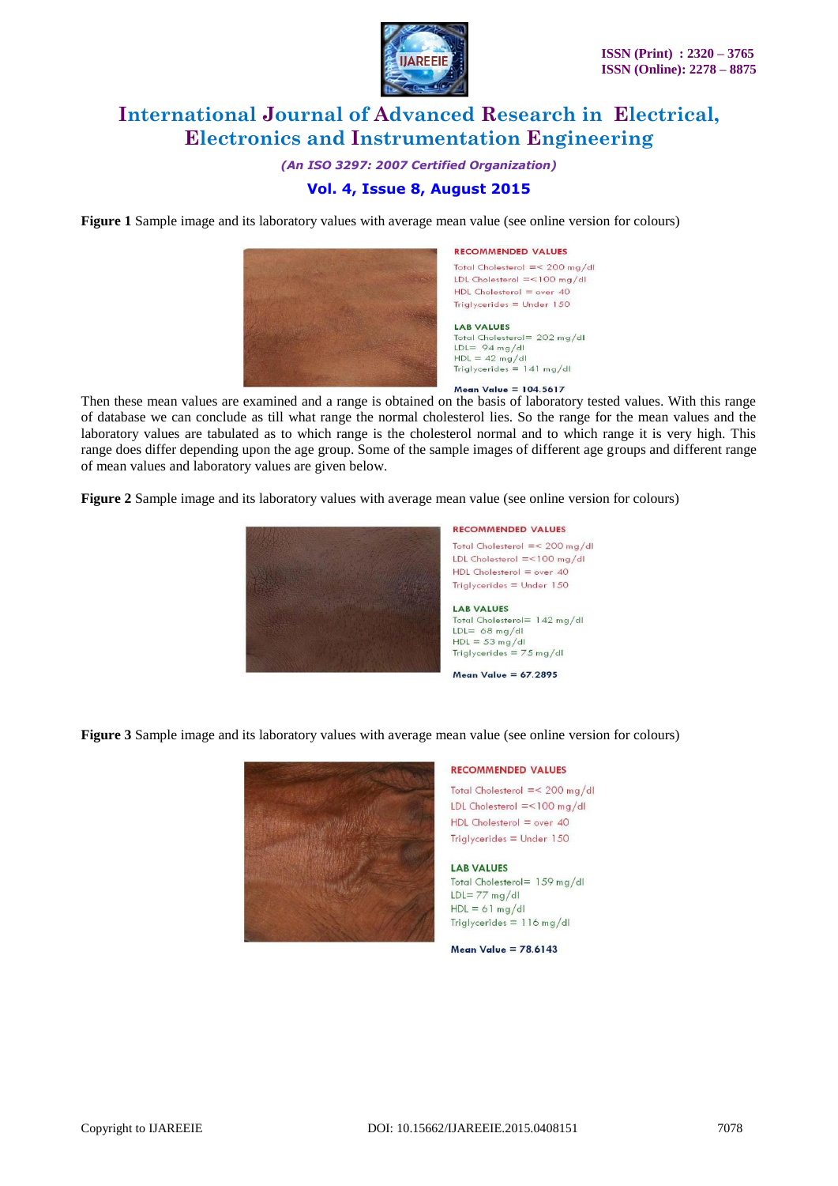**Figure 1** Sample image and its laboratory values with average mean value (see online version for colours)

RECOMMENDED VALUES
Total Cholesterol =< 200 mg/dl
LDL Cholesterol =<100 mg/dl
HDL Cholesterol = over 40
Triglycerides = Under 150

LAB VALUES
Total Cholesterol= 202 mg/dl
LDL= 94 mg/dl
HDL = 42 mg/dl
Triglycerides = 141 mg/dl

Mean Value = 104.5617

Then these mean values are examined and a range is obtained on the basis of laboratory tested values. With this range of database we can conclude as till what range the normal cholesterol lies. So the range for the mean values and the laboratory values are tabulated as to which range is the cholesterol normal and to which range it is very high. This range does differ depending upon the age group. Some of the sample images of different age groups and different range of mean values and laboratory values are given below.

**Figure 2** Sample image and its laboratory values with average mean value (see online version for colours)

RECOMMENDED VALUES
Total Cholesterol =< 200 mg/dl
LDL Cholesterol =<100 mg/dl
HDL Cholesterol = over 40
Triglycerides = Under 150

LAB VALUES
Total Cholesterol= 142 mg/dl
LDL= 68 mg/dl
HDL = 53 mg/dl
Triglycerides = 75 mg/dl

Mean Value = 67.2895

**Figure 3** Sample image and its laboratory values with average mean value (see online version for colours)

RECOMMENDED VALUES
Total Cholesterol =< 200 mg/dl
LDL Cholesterol =<100 mg/dl
HDL Cholesterol = over 40
Triglycerides = Under 150

LAB VALUES
Total Cholesterol= 159 mg/dl
LDL= 77 mg/dl
HDL = 61 mg/dl
Triglycerides = 116 mg/dl

Mean Value = 78.6143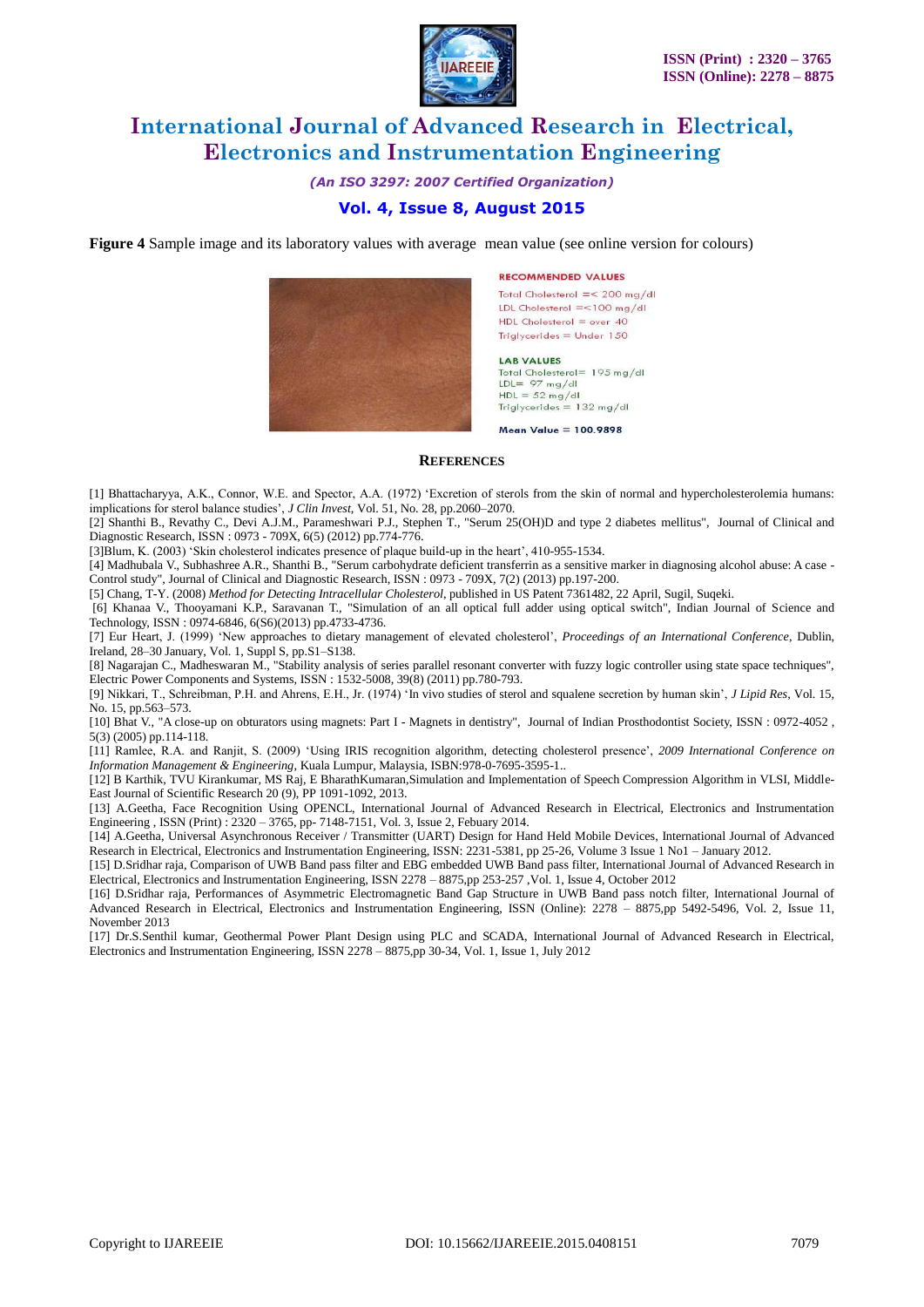**Figure 4** Sample image and its laboratory values with average mean value (see online version for colours)

RECOMMENDED VALUES

Total Cholesterol =< 200 mg/dl
LDL Cholesterol =<100 mg/dl
HDL Cholesterol = over 40
Triglycerides = Under 150

LAB VALUES

Total Cholesterol= 195 mg/dl
LDL= 97 mg/dl
HDL = 52 mg/dl
Triglycerides = 132 mg/dl

Mean Value = 100.9898

## REFERENCES

[1] Bhattacharyya, A.K., Connor, W.E. and Spector, A.A. (1972) 'Excretion of sterols from the skin of normal and hypercholesterolemia humans: implications for sterol balance studies', *J Clin Invest*, Vol. 51, No. 28, pp.2060–2070.

[2] Shanthi B., Revathy C., Devi A.J.M., Parameshwari P.J., Stephen T., "Serum 25(OH)D and type 2 diabetes mellitus", Journal of Clinical and Diagnostic Research, ISSN : 0973 - 709X, 6(5) (2012) pp.774-776.

[3]Blum, K. (2003) 'Skin cholesterol indicates presence of plaque build-up in the heart', 410-955-1534.

[4] Madhubala V., Subhashree A.R., Shanthi B., "Serum carbohydrate deficient transferrin as a sensitive marker in diagnosing alcohol abuse: A case - Control study", Journal of Clinical and Diagnostic Research, ISSN : 0973 - 709X, 7(2) (2013) pp.197-200.

[5] Chang, T-Y. (2008) *Method for Detecting Intracellular Cholesterol*, published in US Patent 7361482, 22 April, Sugil, Suqeki.

[6] Khanaa V., Thooyamani K.P., Saravanan T., "Simulation of an all optical full adder using optical switch", Indian Journal of Science and Technology, ISSN : 0974-6846, 6(S6)(2013) pp.4733-4736.

[7] Eur Heart, J. (1999) 'New approaches to dietary management of elevated cholesterol', *Proceedings of an International Conference*, Dublin, Ireland, 28–30 January, Vol. 1, Suppl S, pp.S1–S138.

[8] Nagarajan C., Madheswaran M., "Stability analysis of series parallel resonant converter with fuzzy logic controller using state space techniques", Electric Power Components and Systems, ISSN : 1532-5008, 39(8) (2011) pp.780-793.

[9] Nikkari, T., Schreibman, P.H. and Ahrens, E.H., Jr. (1974) 'In vivo studies of sterol and squalene secretion by human skin', *J Lipid Res*, Vol. 15, No. 15, pp.563–573.

[10] Bhat V., "A close-up on obturators using magnets: Part I - Magnets in dentistry", Journal of Indian Prosthodontist Society, ISSN : 0972-4052 , 5(3) (2005) pp.114-118.

[11] Ramlee, R.A. and Ranjit, S. (2009) 'Using IRIS recognition algorithm, detecting cholesterol presence', *2009 International Conference on Information Management & Engineering*, Kuala Lumpur, Malaysia, ISBN:978-0-7695-3595-1..

[12] B Karthik, TVU Kirankumar, MS Raj, E BharathKumaran,Simulation and Implementation of Speech Compression Algorithm in VLSI, Middle-East Journal of Scientific Research 20 (9), PP 1091-1092, 2013.

[13] A.Geetha, Face Recognition Using OPENCL, International Journal of Advanced Research in Electrical, Electronics and Instrumentation Engineering , ISSN (Print) : 2320 – 3765, pp- 7148-7151, Vol. 3, Issue 2, Febuary 2014.

[14] A.Geetha, Universal Asynchronous Receiver / Transmitter (UART) Design for Hand Held Mobile Devices, International Journal of Advanced Research in Electrical, Electronics and Instrumentation Engineering, ISSN: 2231-5381, pp 25-26, Volume 3 Issue 1 No1 – January 2012.

[15] D.Sridhar raja, Comparison of UWB Band pass filter and EBG embedded UWB Band pass filter, International Journal of Advanced Research in Electrical, Electronics and Instrumentation Engineering, ISSN 2278 – 8875,pp 253-257 ,Vol. 1, Issue 4, October 2012

[16] D.Sridhar raja, Performances of Asymmetric Electromagnetic Band Gap Structure in UWB Band pass notch filter, International Journal of Advanced Research in Electrical, Electronics and Instrumentation Engineering, ISSN (Online): 2278 – 8875,pp 5492-5496, Vol. 2, Issue 11, November 2013

[17] Dr.S.Senthil kumar, Geothermal Power Plant Design using PLC and SCADA, International Journal of Advanced Research in Electrical, Electronics and Instrumentation Engineering, ISSN 2278 – 8875,pp 30-34, Vol. 1, Issue 1, July 2012